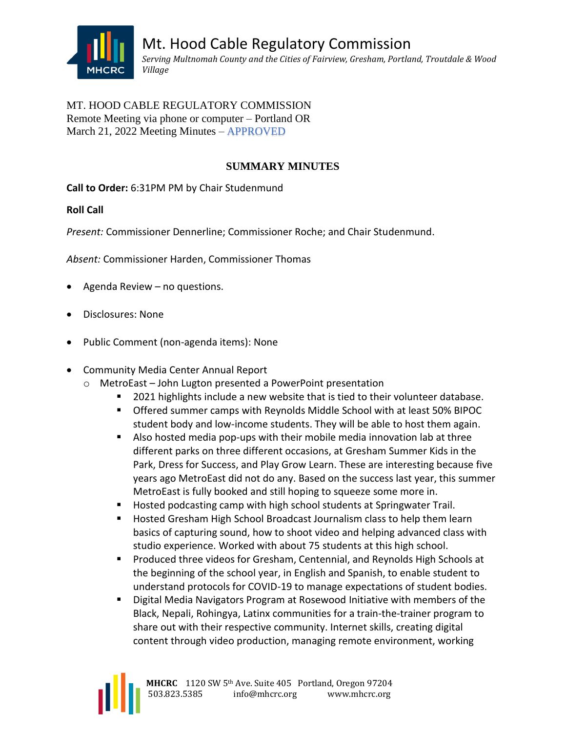# Mt. Hood Cable Regulatory Commission

*Serving Multnomah County and the Cities of Fairview, Gresham, Portland, Troutdale & Wood Village*

MT. HOOD CABLE REGULATORY COMMISSION
Remote Meeting via phone or computer – Portland OR
March 21, 2022 Meeting Minutes – APPROVED

## SUMMARY MINUTES

**Call to Order:** 6:31PM PM by Chair Studenmund

**Roll Call**

*Present:* Commissioner Dennerline; Commissioner Roche; and Chair Studenmund.

*Absent:* Commissioner Harden, Commissioner Thomas

- Agenda Review – no questions.
- Disclosures: None
- Public Comment (non-agenda items): None
- Community Media Center Annual Report
  - MetroEast – John Lugton presented a PowerPoint presentation
    - 2021 highlights include a new website that is tied to their volunteer database.
    - Offered summer camps with Reynolds Middle School with at least 50% BIPOC student body and low-income students. They will be able to host them again.
    - Also hosted media pop-ups with their mobile media innovation lab at three different parks on three different occasions, at Gresham Summer Kids in the Park, Dress for Success, and Play Grow Learn. These are interesting because five years ago MetroEast did not do any. Based on the success last year, this summer MetroEast is fully booked and still hoping to squeeze some more in.
    - Hosted podcasting camp with high school students at Springwater Trail.
    - Hosted Gresham High School Broadcast Journalism class to help them learn basics of capturing sound, how to shoot video and helping advanced class with studio experience. Worked with about 75 students at this high school.
    - Produced three videos for Gresham, Centennial, and Reynolds High Schools at the beginning of the school year, in English and Spanish, to enable student to understand protocols for COVID-19 to manage expectations of student bodies.
    - Digital Media Navigators Program at Rosewood Initiative with members of the Black, Nepali, Rohingya, Latinx communities for a train-the-trainer program to share out with their respective community. Internet skills, creating digital content through video production, managing remote environment, working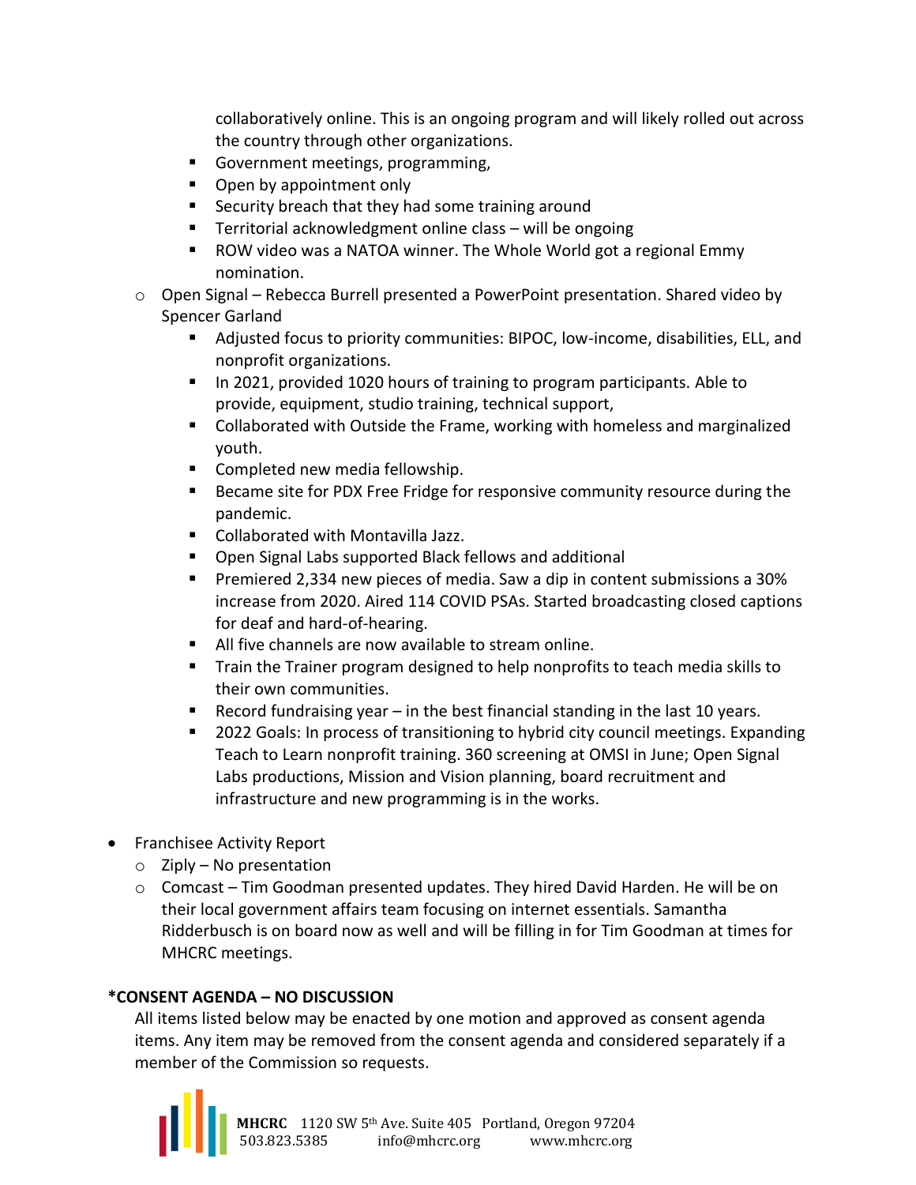collaboratively online. This is an ongoing program and will likely rolled out across the country through other organizations.
        - Government meetings, programming,
        - Open by appointment only
        - Security breach that they had some training around
        - Territorial acknowledgment online class – will be ongoing
        - ROW video was a NATOA winner. The Whole World got a regional Emmy nomination.
    - Open Signal – Rebecca Burrell presented a PowerPoint presentation. Shared video by Spencer Garland
        - Adjusted focus to priority communities: BIPOC, low-income, disabilities, ELL, and nonprofit organizations.
        - In 2021, provided 1020 hours of training to program participants. Able to provide, equipment, studio training, technical support,
        - Collaborated with Outside the Frame, working with homeless and marginalized youth.
        - Completed new media fellowship.
        - Became site for PDX Free Fridge for responsive community resource during the pandemic.
        - Collaborated with Montavilla Jazz.
        - Open Signal Labs supported Black fellows and additional
        - Premiered 2,334 new pieces of media. Saw a dip in content submissions a 30% increase from 2020. Aired 114 COVID PSAs. Started broadcasting closed captions for deaf and hard-of-hearing.
        - All five channels are now available to stream online.
        - Train the Trainer program designed to help nonprofits to teach media skills to their own communities.
        - Record fundraising year – in the best financial standing in the last 10 years.
        - 2022 Goals: In process of transitioning to hybrid city council meetings. Expanding Teach to Learn nonprofit training. 360 screening at OMSI in June; Open Signal Labs productions, Mission and Vision planning, board recruitment and infrastructure and new programming is in the works.

- Franchisee Activity Report
    - Ziply – No presentation
    - Comcast – Tim Goodman presented updates. They hired David Harden. He will be on their local government affairs team focusing on internet essentials. Samantha Ridderbusch is on board now as well and will be filling in for Tim Goodman at times for MHCRC meetings.

**\*CONSENT AGENDA – NO DISCUSSION**

All items listed below may be enacted by one motion and approved as consent agenda items. Any item may be removed from the consent agenda and considered separately if a member of the Commission so requests.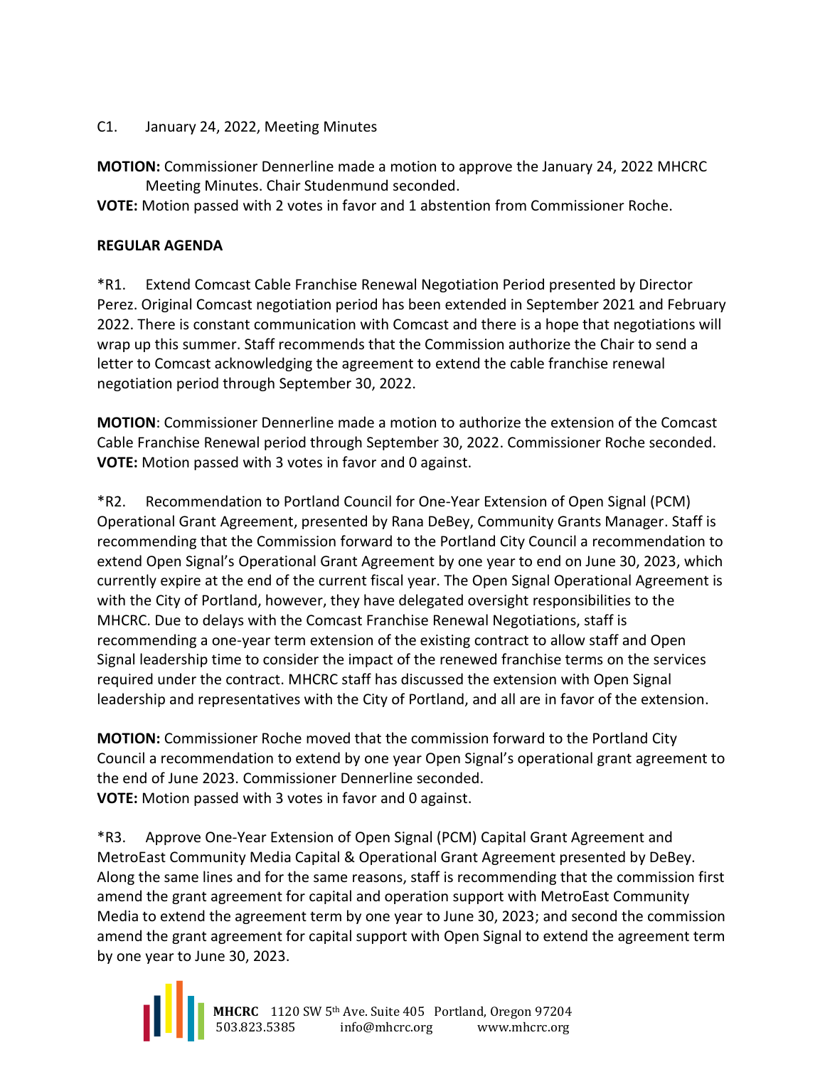C1. January 24, 2022, Meeting Minutes

**MOTION:** Commissioner Dennerline made a motion to approve the January 24, 2022 MHCRC Meeting Minutes. Chair Studenmund seconded.
**VOTE:** Motion passed with 2 votes in favor and 1 abstention from Commissioner Roche.

**REGULAR AGENDA**

*R1. Extend Comcast Cable Franchise Renewal Negotiation Period presented by Director Perez. Original Comcast negotiation period has been extended in September 2021 and February 2022. There is constant communication with Comcast and there is a hope that negotiations will wrap up this summer. Staff recommends that the Commission authorize the Chair to send a letter to Comcast acknowledging the agreement to extend the cable franchise renewal negotiation period through September 30, 2022.

**MOTION**: Commissioner Dennerline made a motion to authorize the extension of the Comcast Cable Franchise Renewal period through September 30, 2022. Commissioner Roche seconded.
**VOTE:** Motion passed with 3 votes in favor and 0 against.

*R2. Recommendation to Portland Council for One-Year Extension of Open Signal (PCM) Operational Grant Agreement, presented by Rana DeBey, Community Grants Manager. Staff is recommending that the Commission forward to the Portland City Council a recommendation to extend Open Signal's Operational Grant Agreement by one year to end on June 30, 2023, which currently expire at the end of the current fiscal year. The Open Signal Operational Agreement is with the City of Portland, however, they have delegated oversight responsibilities to the MHCRC. Due to delays with the Comcast Franchise Renewal Negotiations, staff is recommending a one-year term extension of the existing contract to allow staff and Open Signal leadership time to consider the impact of the renewed franchise terms on the services required under the contract. MHCRC staff has discussed the extension with Open Signal leadership and representatives with the City of Portland, and all are in favor of the extension.

**MOTION:** Commissioner Roche moved that the commission forward to the Portland City Council a recommendation to extend by one year Open Signal's operational grant agreement to the end of June 2023. Commissioner Dennerline seconded.
**VOTE:** Motion passed with 3 votes in favor and 0 against.

*R3. Approve One-Year Extension of Open Signal (PCM) Capital Grant Agreement and MetroEast Community Media Capital & Operational Grant Agreement presented by DeBey. Along the same lines and for the same reasons, staff is recommending that the commission first amend the grant agreement for capital and operation support with MetroEast Community Media to extend the agreement term by one year to June 30, 2023; and second the commission amend the grant agreement for capital support with Open Signal to extend the agreement term by one year to June 30, 2023.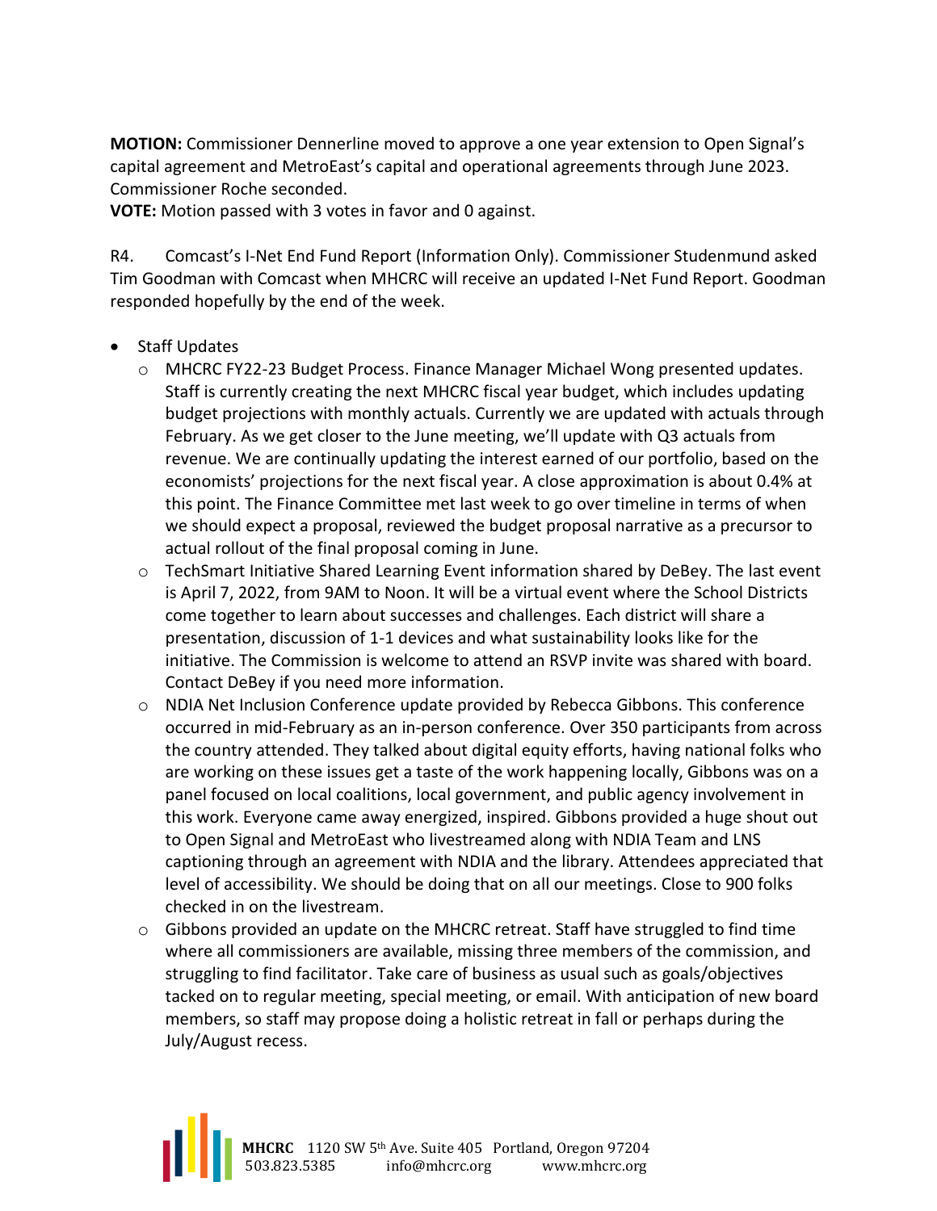**MOTION:** Commissioner Dennerline moved to approve a one year extension to Open Signal's capital agreement and MetroEast's capital and operational agreements through June 2023. Commissioner Roche seconded.
**VOTE:** Motion passed with 3 votes in favor and 0 against.

R4. Comcast's I-Net End Fund Report (Information Only). Commissioner Studenmund asked Tim Goodman with Comcast when MHCRC will receive an updated I-Net Fund Report. Goodman responded hopefully by the end of the week.

- Staff Updates
  - MHCRC FY22-23 Budget Process. Finance Manager Michael Wong presented updates. Staff is currently creating the next MHCRC fiscal year budget, which includes updating budget projections with monthly actuals. Currently we are updated with actuals through February. As we get closer to the June meeting, we'll update with Q3 actuals from revenue. We are continually updating the interest earned of our portfolio, based on the economists' projections for the next fiscal year. A close approximation is about 0.4% at this point. The Finance Committee met last week to go over timeline in terms of when we should expect a proposal, reviewed the budget proposal narrative as a precursor to actual rollout of the final proposal coming in June.
  - TechSmart Initiative Shared Learning Event information shared by DeBey. The last event is April 7, 2022, from 9AM to Noon. It will be a virtual event where the School Districts come together to learn about successes and challenges. Each district will share a presentation, discussion of 1-1 devices and what sustainability looks like for the initiative. The Commission is welcome to attend an RSVP invite was shared with board. Contact DeBey if you need more information.
  - NDIA Net Inclusion Conference update provided by Rebecca Gibbons. This conference occurred in mid-February as an in-person conference. Over 350 participants from across the country attended. They talked about digital equity efforts, having national folks who are working on these issues get a taste of the work happening locally, Gibbons was on a panel focused on local coalitions, local government, and public agency involvement in this work. Everyone came away energized, inspired. Gibbons provided a huge shout out to Open Signal and MetroEast who livestreamed along with NDIA Team and LNS captioning through an agreement with NDIA and the library. Attendees appreciated that level of accessibility. We should be doing that on all our meetings. Close to 900 folks checked in on the livestream.
  - Gibbons provided an update on the MHCRC retreat. Staff have struggled to find time where all commissioners are available, missing three members of the commission, and struggling to find facilitator. Take care of business as usual such as goals/objectives tacked on to regular meeting, special meeting, or email. With anticipation of new board members, so staff may propose doing a holistic retreat in fall or perhaps during the July/August recess.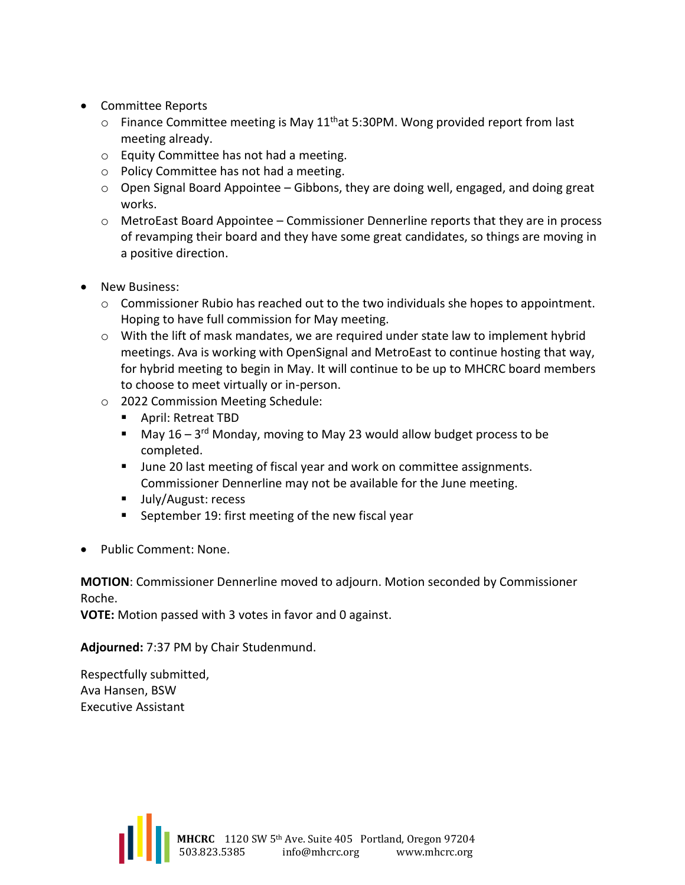- Committee Reports
  - Finance Committee meeting is May 11th at 5:30PM. Wong provided report from last meeting already.
  - Equity Committee has not had a meeting.
  - Policy Committee has not had a meeting.
  - Open Signal Board Appointee – Gibbons, they are doing well, engaged, and doing great works.
  - MetroEast Board Appointee – Commissioner Dennerline reports that they are in process of revamping their board and they have some great candidates, so things are moving in a positive direction.

- New Business:
  - Commissioner Rubio has reached out to the two individuals she hopes to appointment. Hoping to have full commission for May meeting.
  - With the lift of mask mandates, we are required under state law to implement hybrid meetings. Ava is working with OpenSignal and MetroEast to continue hosting that way, for hybrid meeting to begin in May. It will continue to be up to MHCRC board members to choose to meet virtually or in-person.
  - 2022 Commission Meeting Schedule:
    - April: Retreat TBD
    - May 16 – 3rd Monday, moving to May 23 would allow budget process to be completed.
    - June 20 last meeting of fiscal year and work on committee assignments. Commissioner Dennerline may not be available for the June meeting.
    - July/August: recess
    - September 19: first meeting of the new fiscal year

- Public Comment: None.

**MOTION**: Commissioner Dennerline moved to adjourn. Motion seconded by Commissioner Roche.
**VOTE:** Motion passed with 3 votes in favor and 0 against.

**Adjourned:** 7:37 PM by Chair Studenmund.

Respectfully submitted,
Ava Hansen, BSW
Executive Assistant